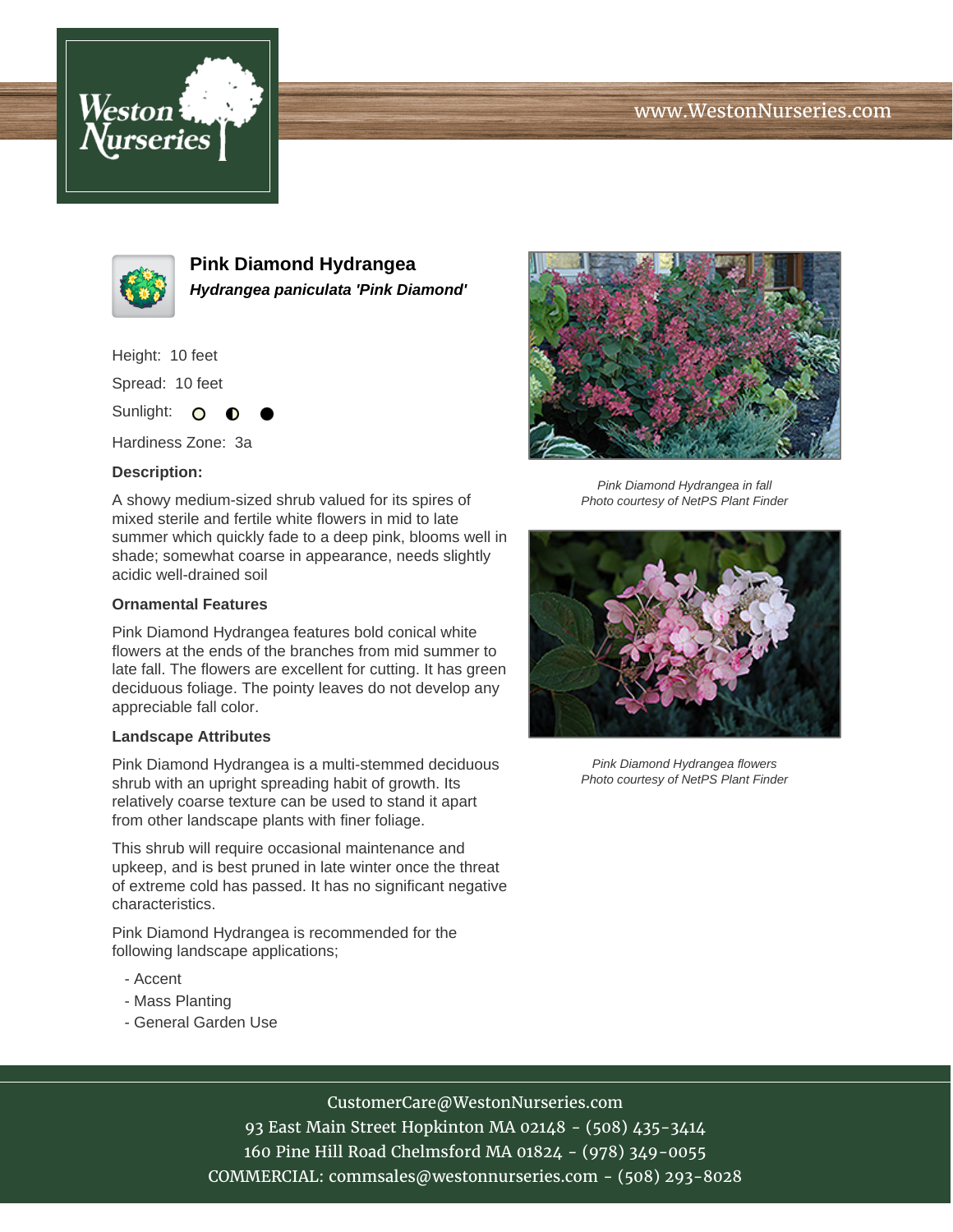# Pink Diamond Hydrangea

***Hydrangea paniculata 'Pink Diamond'***

Height: 10 feet

Spread: 10 feet

Sunlight: ○ ◐ ●

Hardiness Zone: 3a

**Description:**

A showy medium-sized shrub valued for its spires of mixed sterile and fertile white flowers in mid to late summer which quickly fade to a deep pink, blooms well in shade; somewhat coarse in appearance, needs slightly acidic well-drained soil

**Ornamental Features**

Pink Diamond Hydrangea features bold conical white flowers at the ends of the branches from mid summer to late fall. The flowers are excellent for cutting. It has green deciduous foliage. The pointy leaves do not develop any appreciable fall color.

**Landscape Attributes**

Pink Diamond Hydrangea is a multi-stemmed deciduous shrub with an upright spreading habit of growth. Its relatively coarse texture can be used to stand it apart from other landscape plants with finer foliage.

This shrub will require occasional maintenance and upkeep, and is best pruned in late winter once the threat of extreme cold has passed. It has no significant negative characteristics.

Pink Diamond Hydrangea is recommended for the following landscape applications;

- Accent
- Mass Planting
- General Garden Use

*Pink Diamond Hydrangea in fall*
*Photo courtesy of NetPS Plant Finder*

*Pink Diamond Hydrangea flowers*
*Photo courtesy of NetPS Plant Finder*

CustomerCare@WestonNurseries.com
93 East Main Street Hopkinton MA 02148 - (508) 435-3414
160 Pine Hill Road Chelmsford MA 01824 - (978) 349-0055
COMMERCIAL: commsales@westonnurseries.com - (508) 293-8028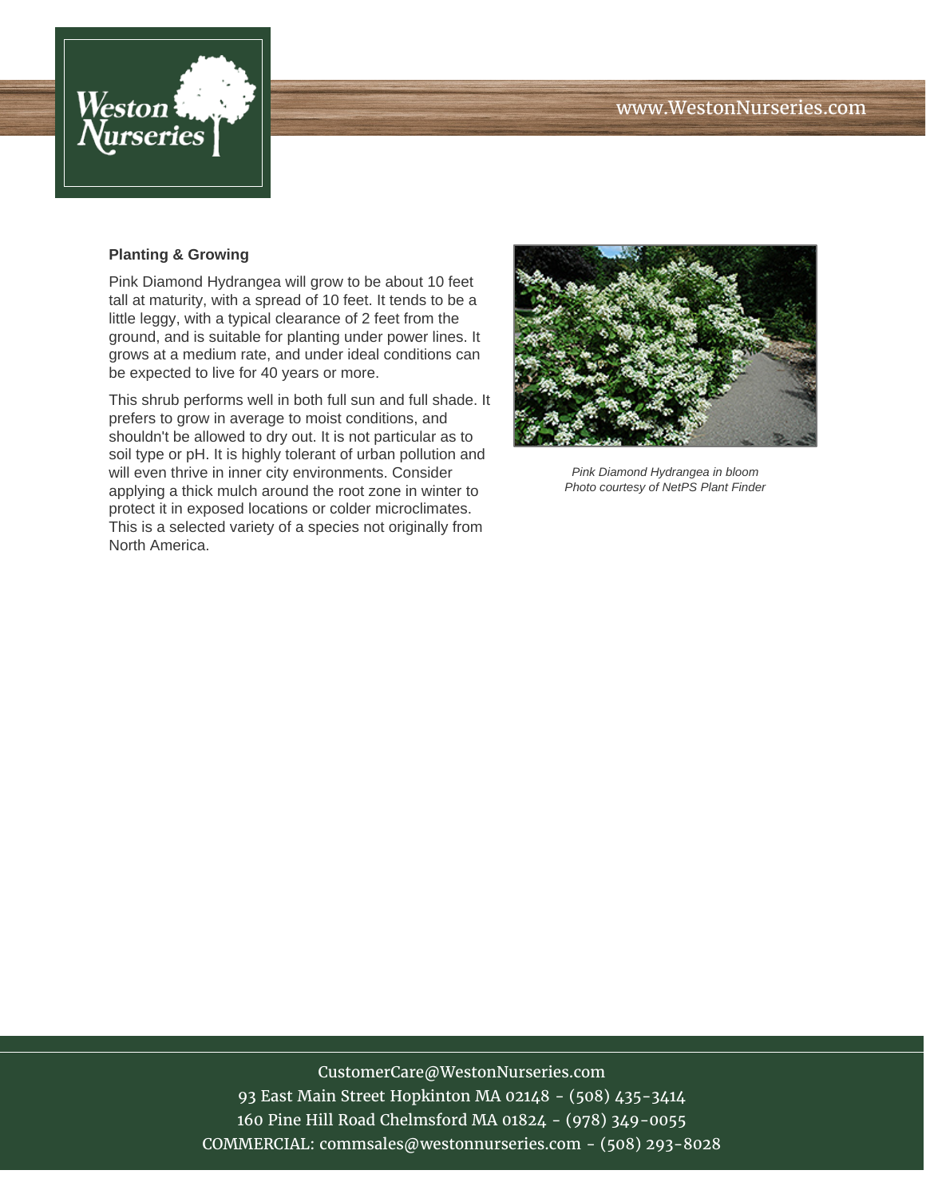### Planting & Growing

Pink Diamond Hydrangea will grow to be about 10 feet tall at maturity, with a spread of 10 feet. It tends to be a little leggy, with a typical clearance of 2 feet from the ground, and is suitable for planting under power lines. It grows at a medium rate, and under ideal conditions can be expected to live for 40 years or more.

This shrub performs well in both full sun and full shade. It prefers to grow in average to moist conditions, and shouldn't be allowed to dry out. It is not particular as to soil type or pH. It is highly tolerant of urban pollution and will even thrive in inner city environments. Consider applying a thick mulch around the root zone in winter to protect it in exposed locations or colder microclimates. This is a selected variety of a species not originally from North America.

*Pink Diamond Hydrangea in bloom*
*Photo courtesy of NetPS Plant Finder*

CustomerCare@WestonNurseries.com
93 East Main Street Hopkinton MA 02148 - (508) 435-3414
160 Pine Hill Road Chelmsford MA 01824 - (978) 349-0055
COMMERCIAL: commsales@westonnurseries.com - (508) 293-8028